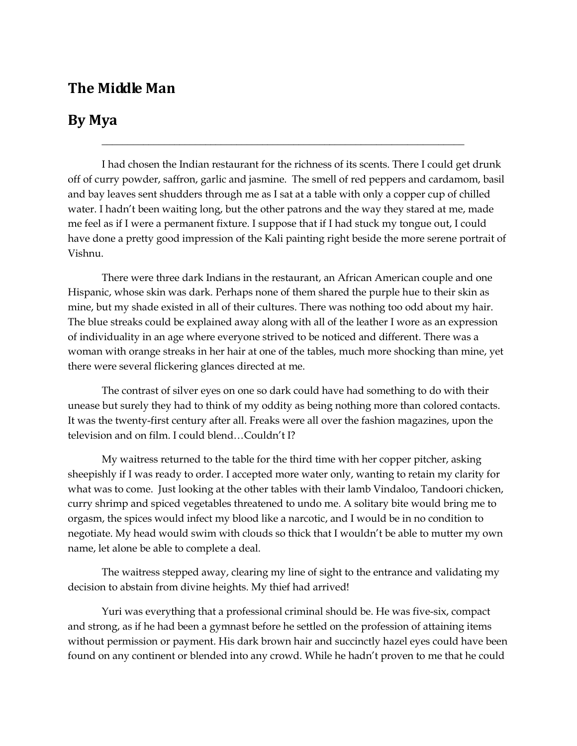## The Middle Man

## By Mya

---

I had chosen the Indian restaurant for the richness of its scents. There I could get drunk off of curry powder, saffron, garlic and jasmine. The smell of red peppers and cardamom, basil and bay leaves sent shudders through me as I sat at a table with only a copper cup of chilled water. I hadn't been waiting long, but the other patrons and the way they stared at me, made me feel as if I were a permanent fixture. I suppose that if I had stuck my tongue out, I could have done a pretty good impression of the Kali painting right beside the more serene portrait of Vishnu.

There were three dark Indians in the restaurant, an African American couple and one Hispanic, whose skin was dark. Perhaps none of them shared the purple hue to their skin as mine, but my shade existed in all of their cultures. There was nothing too odd about my hair. The blue streaks could be explained away along with all of the leather I wore as an expression of individuality in an age where everyone strived to be noticed and different. There was a woman with orange streaks in her hair at one of the tables, much more shocking than mine, yet there were several flickering glances directed at me.

The contrast of silver eyes on one so dark could have had something to do with their unease but surely they had to think of my oddity as being nothing more than colored contacts. It was the twenty-first century after all. Freaks were all over the fashion magazines, upon the television and on film. I could blend…Couldn't I?

My waitress returned to the table for the third time with her copper pitcher, asking sheepishly if I was ready to order. I accepted more water only, wanting to retain my clarity for what was to come. Just looking at the other tables with their lamb Vindaloo, Tandoori chicken, curry shrimp and spiced vegetables threatened to undo me. A solitary bite would bring me to orgasm, the spices would infect my blood like a narcotic, and I would be in no condition to negotiate. My head would swim with clouds so thick that I wouldn't be able to mutter my own name, let alone be able to complete a deal.

The waitress stepped away, clearing my line of sight to the entrance and validating my decision to abstain from divine heights. My thief had arrived!

Yuri was everything that a professional criminal should be. He was five-six, compact and strong, as if he had been a gymnast before he settled on the profession of attaining items without permission or payment. His dark brown hair and succinctly hazel eyes could have been found on any continent or blended into any crowd. While he hadn't proven to me that he could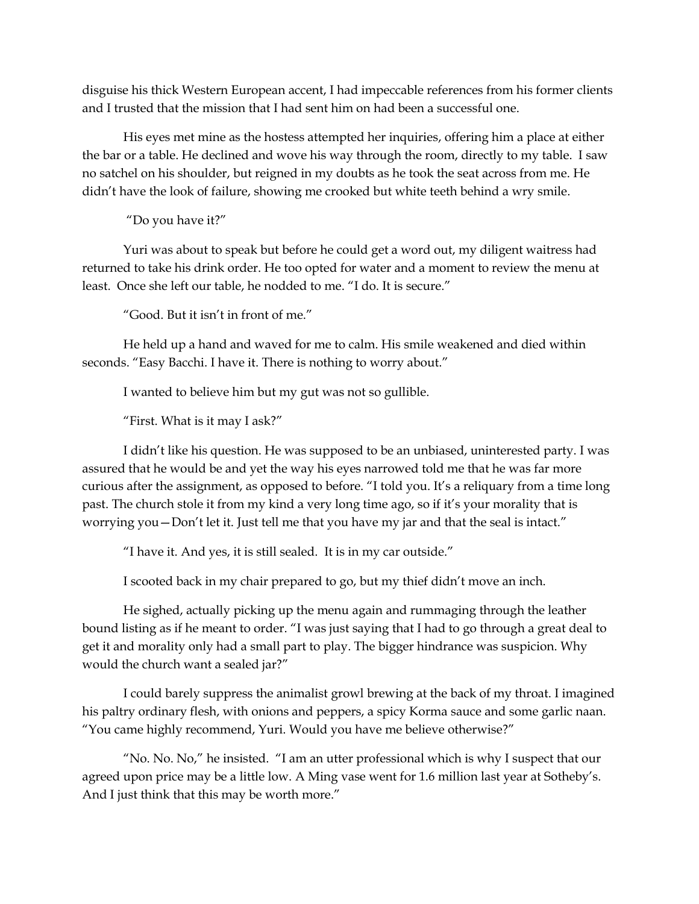disguise his thick Western European accent, I had impeccable references from his former clients and I trusted that the mission that I had sent him on had been a successful one.

His eyes met mine as the hostess attempted her inquiries, offering him a place at either the bar or a table. He declined and wove his way through the room, directly to my table. I saw no satchel on his shoulder, but reigned in my doubts as he took the seat across from me. He didn't have the look of failure, showing me crooked but white teeth behind a wry smile.

"Do you have it?"

Yuri was about to speak but before he could get a word out, my diligent waitress had returned to take his drink order. He too opted for water and a moment to review the menu at least. Once she left our table, he nodded to me. "I do. It is secure."

"Good. But it isn't in front of me."

He held up a hand and waved for me to calm. His smile weakened and died within seconds. "Easy Bacchi. I have it. There is nothing to worry about."

I wanted to believe him but my gut was not so gullible.

"First. What is it may I ask?"

I didn't like his question. He was supposed to be an unbiased, uninterested party. I was assured that he would be and yet the way his eyes narrowed told me that he was far more curious after the assignment, as opposed to before. "I told you. It's a reliquary from a time long past. The church stole it from my kind a very long time ago, so if it's your morality that is worrying you—Don't let it. Just tell me that you have my jar and that the seal is intact."

"I have it. And yes, it is still sealed. It is in my car outside."

I scooted back in my chair prepared to go, but my thief didn't move an inch.

He sighed, actually picking up the menu again and rummaging through the leather bound listing as if he meant to order. "I was just saying that I had to go through a great deal to get it and morality only had a small part to play. The bigger hindrance was suspicion. Why would the church want a sealed jar?"

I could barely suppress the animalist growl brewing at the back of my throat. I imagined his paltry ordinary flesh, with onions and peppers, a spicy Korma sauce and some garlic naan. "You came highly recommend, Yuri. Would you have me believe otherwise?"

"No. No. No," he insisted. "I am an utter professional which is why I suspect that our agreed upon price may be a little low. A Ming vase went for 1.6 million last year at Sotheby's. And I just think that this may be worth more."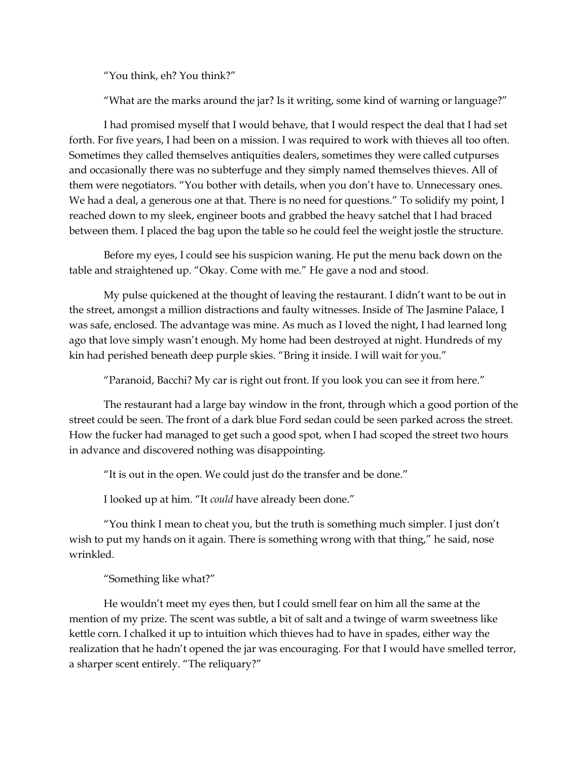"You think, eh? You think?"

"What are the marks around the jar? Is it writing, some kind of warning or language?"

I had promised myself that I would behave, that I would respect the deal that I had set forth. For five years, I had been on a mission. I was required to work with thieves all too often. Sometimes they called themselves antiquities dealers, sometimes they were called cutpurses and occasionally there was no subterfuge and they simply named themselves thieves. All of them were negotiators. "You bother with details, when you don't have to. Unnecessary ones. We had a deal, a generous one at that. There is no need for questions." To solidify my point, I reached down to my sleek, engineer boots and grabbed the heavy satchel that I had braced between them. I placed the bag upon the table so he could feel the weight jostle the structure.

Before my eyes, I could see his suspicion waning. He put the menu back down on the table and straightened up. "Okay. Come with me." He gave a nod and stood.

My pulse quickened at the thought of leaving the restaurant. I didn't want to be out in the street, amongst a million distractions and faulty witnesses. Inside of The Jasmine Palace, I was safe, enclosed. The advantage was mine. As much as I loved the night, I had learned long ago that love simply wasn't enough. My home had been destroyed at night. Hundreds of my kin had perished beneath deep purple skies. "Bring it inside. I will wait for you."

"Paranoid, Bacchi? My car is right out front. If you look you can see it from here."

The restaurant had a large bay window in the front, through which a good portion of the street could be seen. The front of a dark blue Ford sedan could be seen parked across the street. How the fucker had managed to get such a good spot, when I had scoped the street two hours in advance and discovered nothing was disappointing.

"It is out in the open. We could just do the transfer and be done."

I looked up at him. "It *could* have already been done."

"You think I mean to cheat you, but the truth is something much simpler. I just don't wish to put my hands on it again. There is something wrong with that thing," he said, nose wrinkled.

"Something like what?"

He wouldn't meet my eyes then, but I could smell fear on him all the same at the mention of my prize. The scent was subtle, a bit of salt and a twinge of warm sweetness like kettle corn. I chalked it up to intuition which thieves had to have in spades, either way the realization that he hadn't opened the jar was encouraging. For that I would have smelled terror, a sharper scent entirely. "The reliquary?"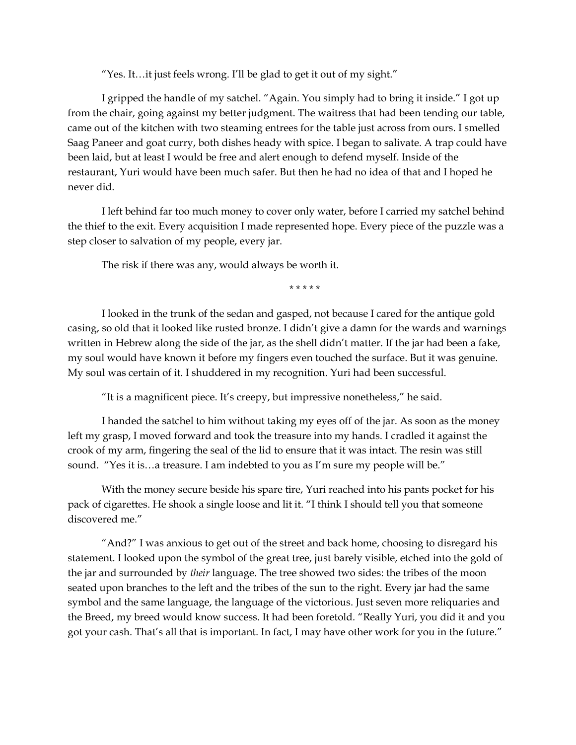"Yes. It…it just feels wrong. I'll be glad to get it out of my sight."

I gripped the handle of my satchel. "Again. You simply had to bring it inside." I got up from the chair, going against my better judgment. The waitress that had been tending our table, came out of the kitchen with two steaming entrees for the table just across from ours. I smelled Saag Paneer and goat curry, both dishes heady with spice. I began to salivate. A trap could have been laid, but at least I would be free and alert enough to defend myself. Inside of the restaurant, Yuri would have been much safer. But then he had no idea of that and I hoped he never did.

I left behind far too much money to cover only water, before I carried my satchel behind the thief to the exit. Every acquisition I made represented hope. Every piece of the puzzle was a step closer to salvation of my people, every jar.

The risk if there was any, would always be worth it.

* * * * *

I looked in the trunk of the sedan and gasped, not because I cared for the antique gold casing, so old that it looked like rusted bronze. I didn't give a damn for the wards and warnings written in Hebrew along the side of the jar, as the shell didn't matter. If the jar had been a fake, my soul would have known it before my fingers even touched the surface. But it was genuine. My soul was certain of it. I shuddered in my recognition. Yuri had been successful.

"It is a magnificent piece. It's creepy, but impressive nonetheless," he said.

I handed the satchel to him without taking my eyes off of the jar. As soon as the money left my grasp, I moved forward and took the treasure into my hands. I cradled it against the crook of my arm, fingering the seal of the lid to ensure that it was intact. The resin was still sound. "Yes it is…a treasure. I am indebted to you as I'm sure my people will be."

With the money secure beside his spare tire, Yuri reached into his pants pocket for his pack of cigarettes. He shook a single loose and lit it. "I think I should tell you that someone discovered me."

"And?" I was anxious to get out of the street and back home, choosing to disregard his statement. I looked upon the symbol of the great tree, just barely visible, etched into the gold of the jar and surrounded by *their* language. The tree showed two sides: the tribes of the moon seated upon branches to the left and the tribes of the sun to the right. Every jar had the same symbol and the same language, the language of the victorious. Just seven more reliquaries and the Breed, my breed would know success. It had been foretold. "Really Yuri, you did it and you got your cash. That's all that is important. In fact, I may have other work for you in the future."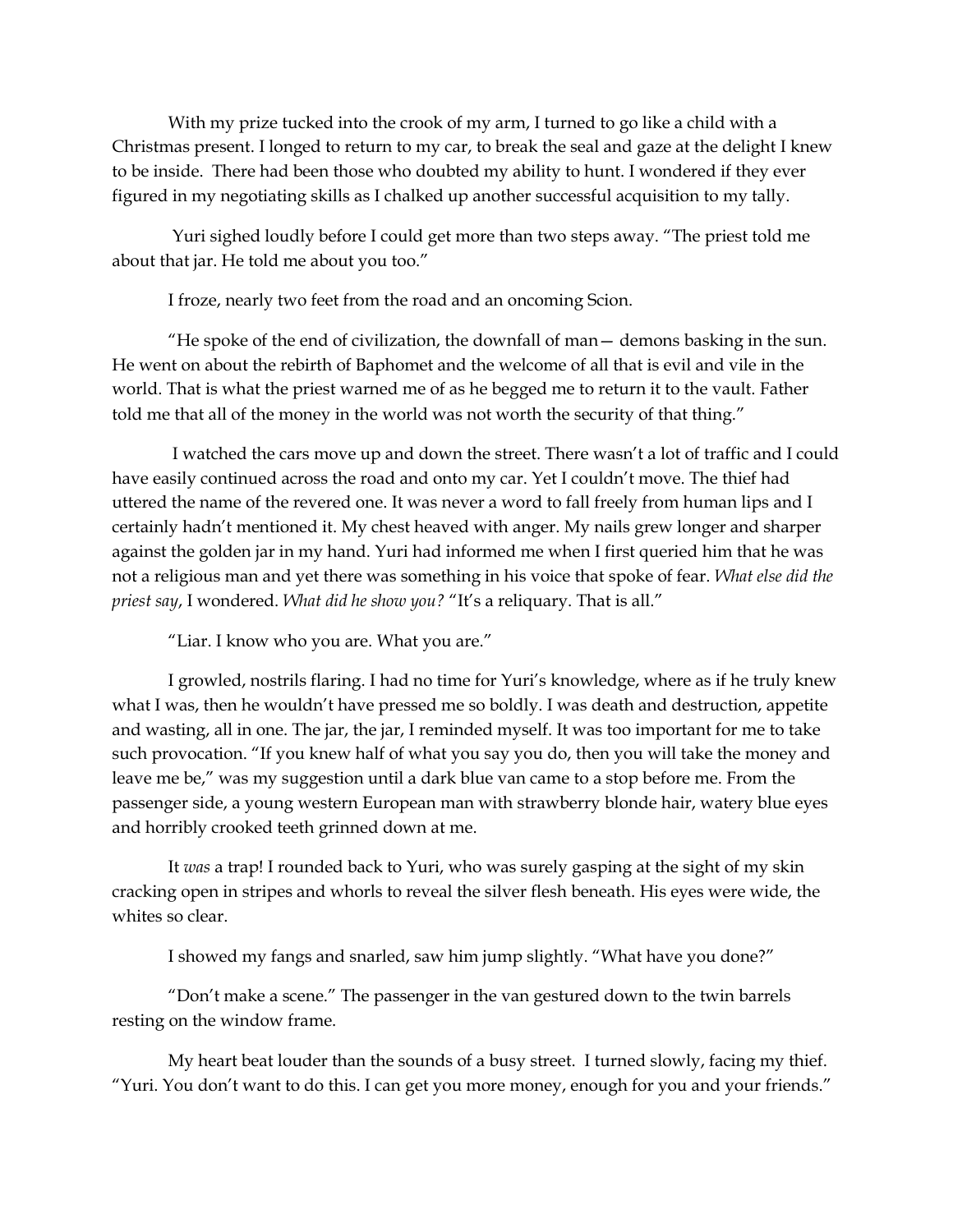With my prize tucked into the crook of my arm, I turned to go like a child with a Christmas present. I longed to return to my car, to break the seal and gaze at the delight I knew to be inside. There had been those who doubted my ability to hunt. I wondered if they ever figured in my negotiating skills as I chalked up another successful acquisition to my tally.

Yuri sighed loudly before I could get more than two steps away. "The priest told me about that jar. He told me about you too."

I froze, nearly two feet from the road and an oncoming Scion.

"He spoke of the end of civilization, the downfall of man— demons basking in the sun. He went on about the rebirth of Baphomet and the welcome of all that is evil and vile in the world. That is what the priest warned me of as he begged me to return it to the vault. Father told me that all of the money in the world was not worth the security of that thing."

I watched the cars move up and down the street. There wasn't a lot of traffic and I could have easily continued across the road and onto my car. Yet I couldn't move. The thief had uttered the name of the revered one. It was never a word to fall freely from human lips and I certainly hadn't mentioned it. My chest heaved with anger. My nails grew longer and sharper against the golden jar in my hand. Yuri had informed me when I first queried him that he was not a religious man and yet there was something in his voice that spoke of fear. *What else did the priest say*, I wondered. *What did he show you?* "It's a reliquary. That is all."

"Liar. I know who you are. What you are."

I growled, nostrils flaring. I had no time for Yuri's knowledge, where as if he truly knew what I was, then he wouldn't have pressed me so boldly. I was death and destruction, appetite and wasting, all in one. The jar, the jar, I reminded myself. It was too important for me to take such provocation. "If you knew half of what you say you do, then you will take the money and leave me be," was my suggestion until a dark blue van came to a stop before me. From the passenger side, a young western European man with strawberry blonde hair, watery blue eyes and horribly crooked teeth grinned down at me.

It *was* a trap! I rounded back to Yuri, who was surely gasping at the sight of my skin cracking open in stripes and whorls to reveal the silver flesh beneath. His eyes were wide, the whites so clear.

I showed my fangs and snarled, saw him jump slightly. "What have you done?"

"Don't make a scene." The passenger in the van gestured down to the twin barrels resting on the window frame.

My heart beat louder than the sounds of a busy street. I turned slowly, facing my thief. "Yuri. You don't want to do this. I can get you more money, enough for you and your friends."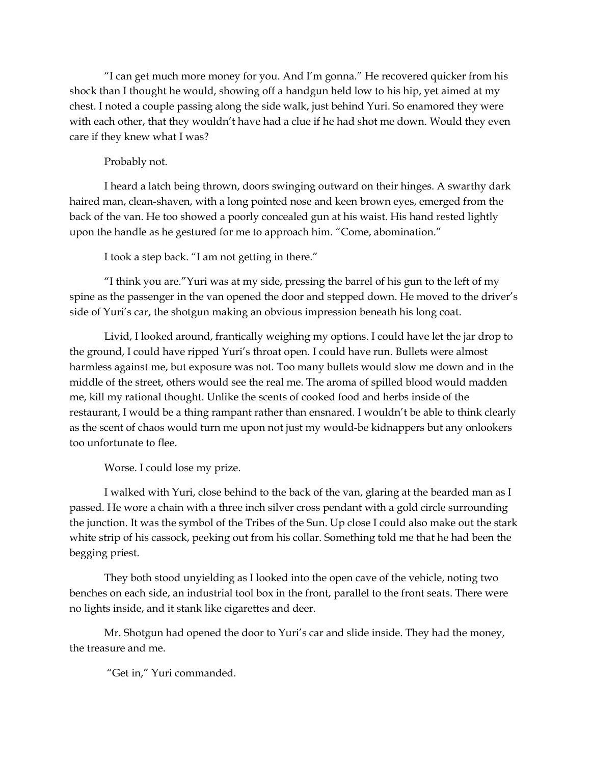“I can get much more money for you. And I’m gonna.” He recovered quicker from his shock than I thought he would, showing off a handgun held low to his hip, yet aimed at my chest. I noted a couple passing along the side walk, just behind Yuri. So enamored they were with each other, that they wouldn’t have had a clue if he had shot me down. Would they even care if they knew what I was?

Probably not.

I heard a latch being thrown, doors swinging outward on their hinges. A swarthy dark haired man, clean-shaven, with a long pointed nose and keen brown eyes, emerged from the back of the van. He too showed a poorly concealed gun at his waist. His hand rested lightly upon the handle as he gestured for me to approach him. “Come, abomination.”

I took a step back. “I am not getting in there.”

“I think you are.”Yuri was at my side, pressing the barrel of his gun to the left of my spine as the passenger in the van opened the door and stepped down. He moved to the driver’s side of Yuri’s car, the shotgun making an obvious impression beneath his long coat.

Livid, I looked around, frantically weighing my options. I could have let the jar drop to the ground, I could have ripped Yuri’s throat open. I could have run. Bullets were almost harmless against me, but exposure was not. Too many bullets would slow me down and in the middle of the street, others would see the real me. The aroma of spilled blood would madden me, kill my rational thought. Unlike the scents of cooked food and herbs inside of the restaurant, I would be a thing rampant rather than ensnared. I wouldn’t be able to think clearly as the scent of chaos would turn me upon not just my would-be kidnappers but any onlookers too unfortunate to flee.

Worse. I could lose my prize.

I walked with Yuri, close behind to the back of the van, glaring at the bearded man as I passed. He wore a chain with a three inch silver cross pendant with a gold circle surrounding the junction. It was the symbol of the Tribes of the Sun. Up close I could also make out the stark white strip of his cassock, peeking out from his collar. Something told me that he had been the begging priest.

They both stood unyielding as I looked into the open cave of the vehicle, noting two benches on each side, an industrial tool box in the front, parallel to the front seats. There were no lights inside, and it stank like cigarettes and deer.

Mr. Shotgun had opened the door to Yuri’s car and slide inside. They had the money, the treasure and me.

“Get in,” Yuri commanded.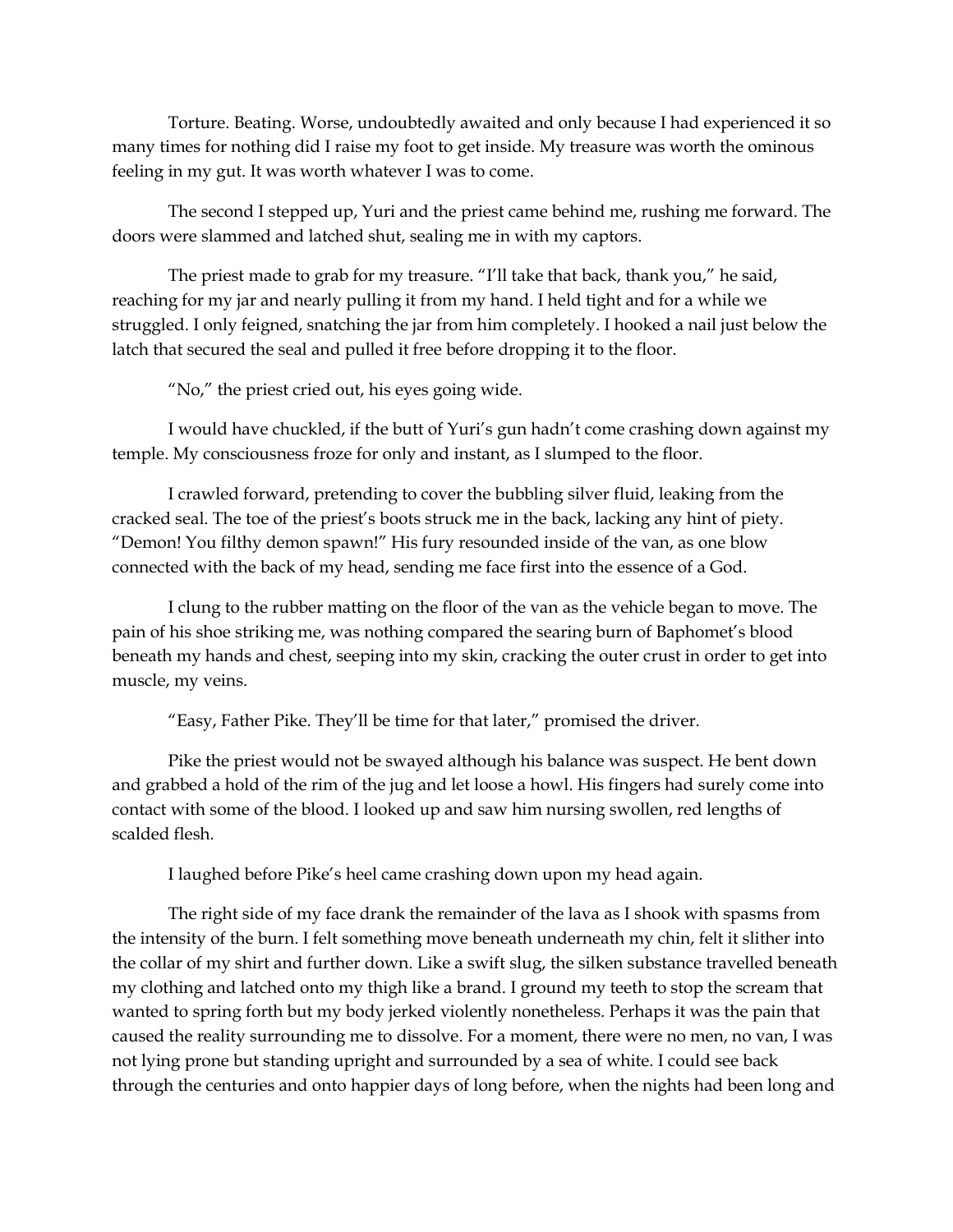Torture. Beating. Worse, undoubtedly awaited and only because I had experienced it so many times for nothing did I raise my foot to get inside. My treasure was worth the ominous feeling in my gut. It was worth whatever I was to come.

The second I stepped up, Yuri and the priest came behind me, rushing me forward. The doors were slammed and latched shut, sealing me in with my captors.

The priest made to grab for my treasure. "I'll take that back, thank you," he said, reaching for my jar and nearly pulling it from my hand. I held tight and for a while we struggled. I only feigned, snatching the jar from him completely. I hooked a nail just below the latch that secured the seal and pulled it free before dropping it to the floor.

"No," the priest cried out, his eyes going wide.

I would have chuckled, if the butt of Yuri's gun hadn't come crashing down against my temple. My consciousness froze for only and instant, as I slumped to the floor.

I crawled forward, pretending to cover the bubbling silver fluid, leaking from the cracked seal. The toe of the priest's boots struck me in the back, lacking any hint of piety. "Demon! You filthy demon spawn!" His fury resounded inside of the van, as one blow connected with the back of my head, sending me face first into the essence of a God.

I clung to the rubber matting on the floor of the van as the vehicle began to move. The pain of his shoe striking me, was nothing compared the searing burn of Baphomet's blood beneath my hands and chest, seeping into my skin, cracking the outer crust in order to get into muscle, my veins.

"Easy, Father Pike. They'll be time for that later," promised the driver.

Pike the priest would not be swayed although his balance was suspect. He bent down and grabbed a hold of the rim of the jug and let loose a howl. His fingers had surely come into contact with some of the blood. I looked up and saw him nursing swollen, red lengths of scalded flesh.

I laughed before Pike's heel came crashing down upon my head again.

The right side of my face drank the remainder of the lava as I shook with spasms from the intensity of the burn. I felt something move beneath underneath my chin, felt it slither into the collar of my shirt and further down. Like a swift slug, the silken substance travelled beneath my clothing and latched onto my thigh like a brand. I ground my teeth to stop the scream that wanted to spring forth but my body jerked violently nonetheless. Perhaps it was the pain that caused the reality surrounding me to dissolve. For a moment, there were no men, no van, I was not lying prone but standing upright and surrounded by a sea of white. I could see back through the centuries and onto happier days of long before, when the nights had been long and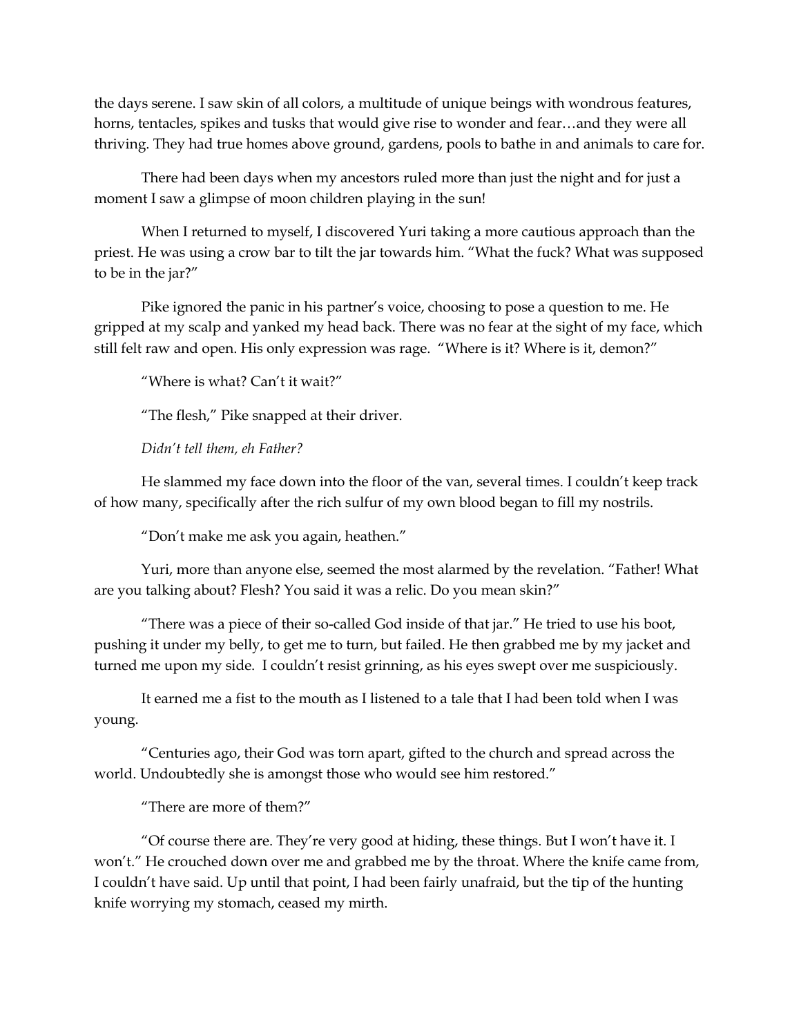the days serene. I saw skin of all colors, a multitude of unique beings with wondrous features, horns, tentacles, spikes and tusks that would give rise to wonder and fear…and they were all thriving. They had true homes above ground, gardens, pools to bathe in and animals to care for.

There had been days when my ancestors ruled more than just the night and for just a moment I saw a glimpse of moon children playing in the sun!

When I returned to myself, I discovered Yuri taking a more cautious approach than the priest. He was using a crow bar to tilt the jar towards him. "What the fuck? What was supposed to be in the jar?"

Pike ignored the panic in his partner's voice, choosing to pose a question to me. He gripped at my scalp and yanked my head back. There was no fear at the sight of my face, which still felt raw and open. His only expression was rage. "Where is it? Where is it, demon?"

"Where is what? Can't it wait?"

"The flesh," Pike snapped at their driver.

*Didn't tell them, eh Father?*

He slammed my face down into the floor of the van, several times. I couldn't keep track of how many, specifically after the rich sulfur of my own blood began to fill my nostrils.

"Don't make me ask you again, heathen."

Yuri, more than anyone else, seemed the most alarmed by the revelation. "Father! What are you talking about? Flesh? You said it was a relic. Do you mean skin?"

"There was a piece of their so-called God inside of that jar." He tried to use his boot, pushing it under my belly, to get me to turn, but failed. He then grabbed me by my jacket and turned me upon my side. I couldn't resist grinning, as his eyes swept over me suspiciously.

It earned me a fist to the mouth as I listened to a tale that I had been told when I was young.

"Centuries ago, their God was torn apart, gifted to the church and spread across the world. Undoubtedly she is amongst those who would see him restored."

"There are more of them?"

"Of course there are. They're very good at hiding, these things. But I won't have it. I won't." He crouched down over me and grabbed me by the throat. Where the knife came from, I couldn't have said. Up until that point, I had been fairly unafraid, but the tip of the hunting knife worrying my stomach, ceased my mirth.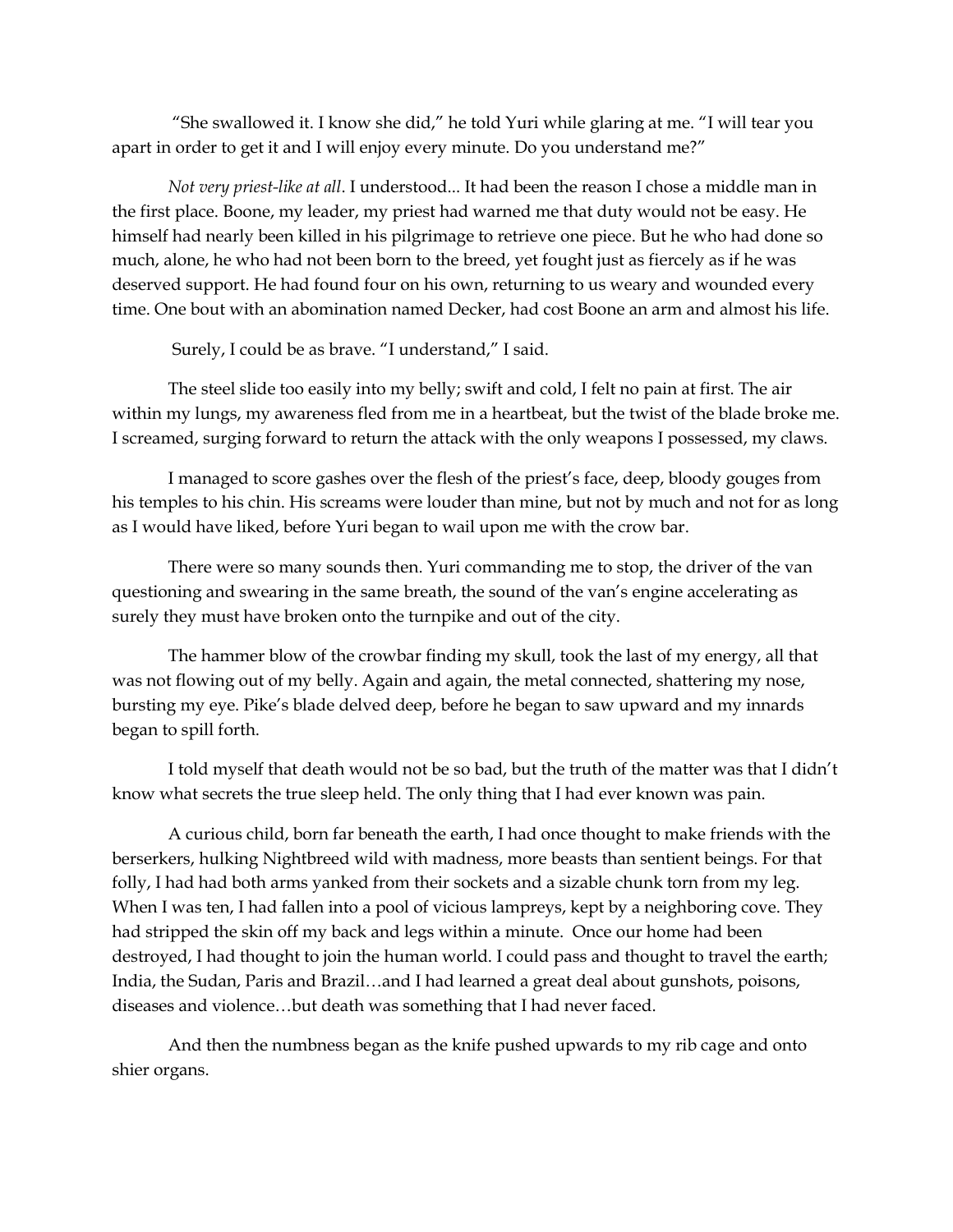"She swallowed it. I know she did," he told Yuri while glaring at me. "I will tear you apart in order to get it and I will enjoy every minute. Do you understand me?"

*Not very priest-like at all*. I understood... It had been the reason I chose a middle man in the first place. Boone, my leader, my priest had warned me that duty would not be easy. He himself had nearly been killed in his pilgrimage to retrieve one piece. But he who had done so much, alone, he who had not been born to the breed, yet fought just as fiercely as if he was deserved support. He had found four on his own, returning to us weary and wounded every time. One bout with an abomination named Decker, had cost Boone an arm and almost his life.

Surely, I could be as brave. "I understand," I said.

The steel slide too easily into my belly; swift and cold, I felt no pain at first. The air within my lungs, my awareness fled from me in a heartbeat, but the twist of the blade broke me. I screamed, surging forward to return the attack with the only weapons I possessed, my claws.

I managed to score gashes over the flesh of the priest's face, deep, bloody gouges from his temples to his chin. His screams were louder than mine, but not by much and not for as long as I would have liked, before Yuri began to wail upon me with the crow bar.

There were so many sounds then. Yuri commanding me to stop, the driver of the van questioning and swearing in the same breath, the sound of the van's engine accelerating as surely they must have broken onto the turnpike and out of the city.

The hammer blow of the crowbar finding my skull, took the last of my energy, all that was not flowing out of my belly. Again and again, the metal connected, shattering my nose, bursting my eye. Pike's blade delved deep, before he began to saw upward and my innards began to spill forth.

I told myself that death would not be so bad, but the truth of the matter was that I didn't know what secrets the true sleep held. The only thing that I had ever known was pain.

A curious child, born far beneath the earth, I had once thought to make friends with the berserkers, hulking Nightbreed wild with madness, more beasts than sentient beings. For that folly, I had had both arms yanked from their sockets and a sizable chunk torn from my leg. When I was ten, I had fallen into a pool of vicious lampreys, kept by a neighboring cove. They had stripped the skin off my back and legs within a minute. Once our home had been destroyed, I had thought to join the human world. I could pass and thought to travel the earth; India, the Sudan, Paris and Brazil…and I had learned a great deal about gunshots, poisons, diseases and violence…but death was something that I had never faced.

And then the numbness began as the knife pushed upwards to my rib cage and onto shier organs.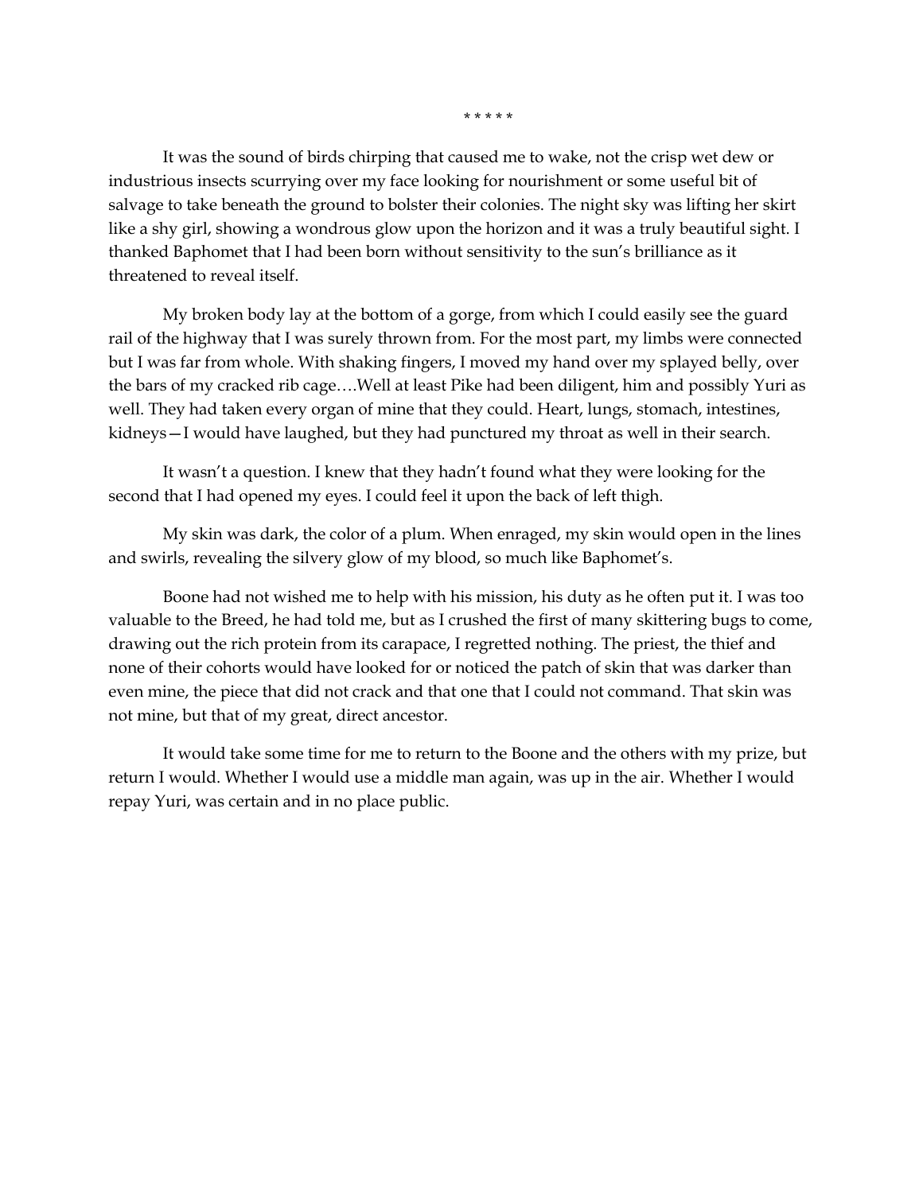\* \* \* \* \*

It was the sound of birds chirping that caused me to wake, not the crisp wet dew or industrious insects scurrying over my face looking for nourishment or some useful bit of salvage to take beneath the ground to bolster their colonies. The night sky was lifting her skirt like a shy girl, showing a wondrous glow upon the horizon and it was a truly beautiful sight. I thanked Baphomet that I had been born without sensitivity to the sun's brilliance as it threatened to reveal itself.

My broken body lay at the bottom of a gorge, from which I could easily see the guard rail of the highway that I was surely thrown from. For the most part, my limbs were connected but I was far from whole. With shaking fingers, I moved my hand over my splayed belly, over the bars of my cracked rib cage….Well at least Pike had been diligent, him and possibly Yuri as well. They had taken every organ of mine that they could. Heart, lungs, stomach, intestines, kidneys—I would have laughed, but they had punctured my throat as well in their search.

It wasn't a question. I knew that they hadn't found what they were looking for the second that I had opened my eyes. I could feel it upon the back of left thigh.

My skin was dark, the color of a plum. When enraged, my skin would open in the lines and swirls, revealing the silvery glow of my blood, so much like Baphomet's.

Boone had not wished me to help with his mission, his duty as he often put it. I was too valuable to the Breed, he had told me, but as I crushed the first of many skittering bugs to come, drawing out the rich protein from its carapace, I regretted nothing. The priest, the thief and none of their cohorts would have looked for or noticed the patch of skin that was darker than even mine, the piece that did not crack and that one that I could not command. That skin was not mine, but that of my great, direct ancestor.

It would take some time for me to return to the Boone and the others with my prize, but return I would. Whether I would use a middle man again, was up in the air. Whether I would repay Yuri, was certain and in no place public.